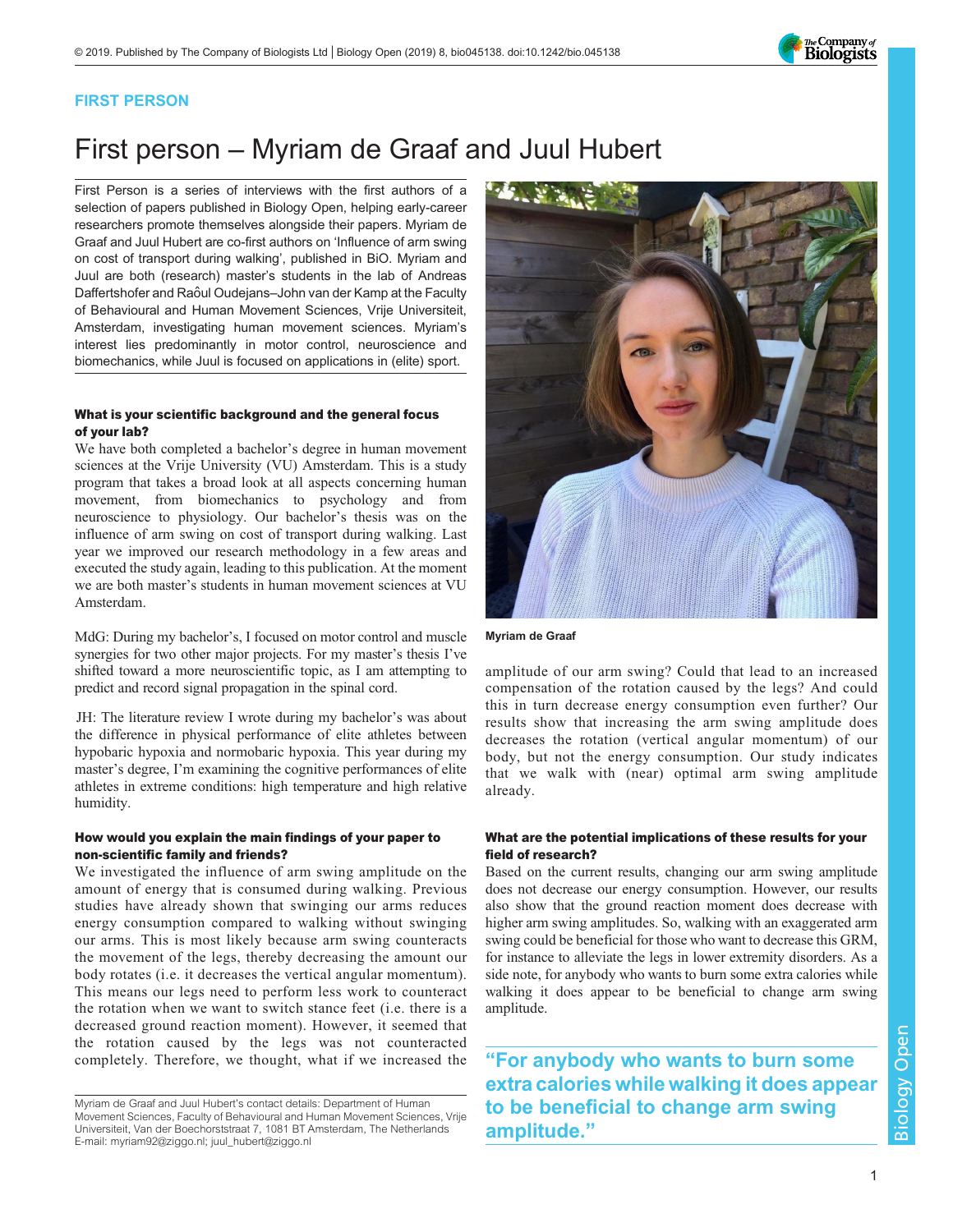FIRST PERSON

# First person – Myriam de Graaf and Juul Hubert

First Person is a series of interviews with the first authors of a selection of papers published in Biology Open, helping early-career researchers promote themselves alongside their papers. Myriam de Graaf and Juul Hubert are co-first authors on 'Influence of arm swing on cost of transport during walking', published in BiO. Myriam and Juul are both (research) master's students in the lab of Andreas Daffertshofer and Raôul Oudejans–John van der Kamp at the Faculty of Behavioural and Human Movement Sciences, Vrije Universiteit, Amsterdam, investigating human movement sciences. Myriam's interest lies predominantly in motor control, neuroscience and biomechanics, while Juul is focused on applications in (elite) sport.

### What is your scientific background and the general focus of your lab?

We have both completed a bachelor's degree in human movement sciences at the Vrije University (VU) Amsterdam. This is a study program that takes a broad look at all aspects concerning human movement, from biomechanics to psychology and from neuroscience to physiology. Our bachelor's thesis was on the influence of arm swing on cost of transport during walking. Last year we improved our research methodology in a few areas and executed the study again, leading to this publication. At the moment we are both master's students in human movement sciences at VU Amsterdam.

MdG: During my bachelor's, I focused on motor control and muscle synergies for two other major projects. For my master's thesis I've shifted toward a more neuroscientific topic, as I am attempting to predict and record signal propagation in the spinal cord.

JH: The literature review I wrote during my bachelor's was about the difference in physical performance of elite athletes between hypobaric hypoxia and normobaric hypoxia. This year during my master's degree, I'm examining the cognitive performances of elite athletes in extreme conditions: high temperature and high relative humidity.

### How would you explain the main findings of your paper to non-scientific family and friends?

We investigated the influence of arm swing amplitude on the amount of energy that is consumed during walking. Previous studies have already shown that swinging our arms reduces energy consumption compared to walking without swinging our arms. This is most likely because arm swing counteracts the movement of the legs, thereby decreasing the amount our body rotates (i.e. it decreases the vertical angular momentum). This means our legs need to perform less work to counteract the rotation when we want to switch stance feet (i.e. there is a decreased ground reaction moment). However, it seemed that the rotation caused by the legs was not counteracted completely. Therefore, we thought, what if we increased the amplitude of our arm swing? Could that lead to an increased compensation of the rotation caused by the legs? And could this in turn decrease energy consumption even further? Our results show that increasing the arm swing amplitude does decreases the rotation (vertical angular momentum) of our body, but not the energy consumption. Our study indicates that we walk with (near) optimal arm swing amplitude already.

Myriam de Graaf

### What are the potential implications of these results for your field of research?

Based on the current results, changing our arm swing amplitude does not decrease our energy consumption. However, our results also show that the ground reaction moment does decrease with higher arm swing amplitudes. So, walking with an exaggerated arm swing could be beneficial for those who want to decrease this GRM, for instance to alleviate the legs in lower extremity disorders. As a side note, for anybody who wants to burn some extra calories while walking it does appear to be beneficial to change arm swing amplitude.

> "For anybody who wants to burn some extra calories while walking it does appear to be beneficial to change arm swing amplitude."

Myriam de Graaf and Juul Hubert's contact details: Department of Human Movement Sciences, Faculty of Behavioural and Human Movement Sciences, Vrije Universiteit, Van der Boechorststraat 7, 1081 BT Amsterdam, The Netherlands
E-mail: myriam92@ziggo.nl; juul_hubert@ziggo.nl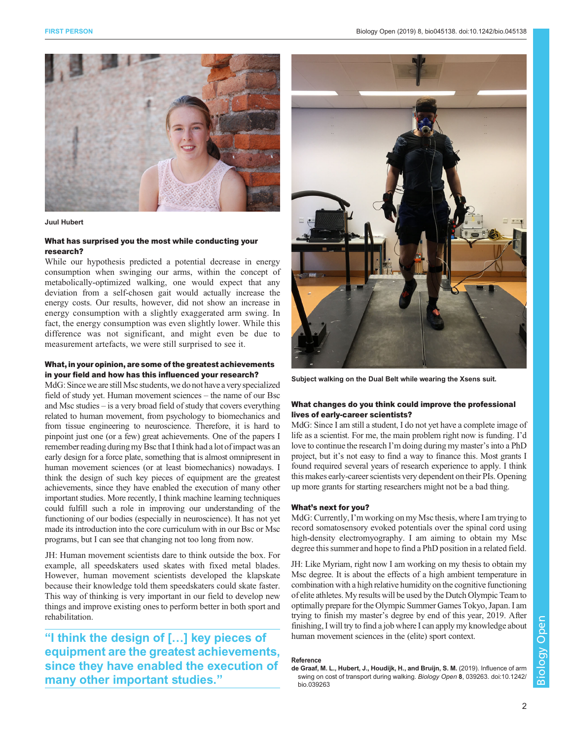Juul Hubert

### What has surprised you the most while conducting your research?

While our hypothesis predicted a potential decrease in energy consumption when swinging our arms, within the concept of metabolically-optimized walking, one would expect that any deviation from a self-chosen gait would actually increase the energy costs. Our results, however, did not show an increase in energy consumption with a slightly exaggerated arm swing. In fact, the energy consumption was even slightly lower. While this difference was not significant, and might even be due to measurement artefacts, we were still surprised to see it.

### What, in your opinion, are some of the greatest achievements in your field and how has this influenced your research?

MdG: Since we are still Msc students, we do not have a very specialized field of study yet. Human movement sciences – the name of our Bsc and Msc studies – is a very broad field of study that covers everything related to human movement, from psychology to biomechanics and from tissue engineering to neuroscience. Therefore, it is hard to pinpoint just one (or a few) great achievements. One of the papers I remember reading during my Bsc that I think had a lot of impact was an early design for a force plate, something that is almost omnipresent in human movement sciences (or at least biomechanics) nowadays. I think the design of such key pieces of equipment are the greatest achievements, since they have enabled the execution of many other important studies. More recently, I think machine learning techniques could fulfill such a role in improving our understanding of the functioning of our bodies (especially in neuroscience). It has not yet made its introduction into the core curriculum with in our Bsc or Msc programs, but I can see that changing not too long from now.

JH: Human movement scientists dare to think outside the box. For example, all speedskaters used skates with fixed metal blades. However, human movement scientists developed the klapskate because their knowledge told them speedskaters could skate faster. This way of thinking is very important in our field to develop new things and improve existing ones to perform better in both sport and rehabilitation.

> "I think the design of […] key pieces of equipment are the greatest achievements, since they have enabled the execution of many other important studies."

Subject walking on the Dual Belt while wearing the Xsens suit.

### What changes do you think could improve the professional lives of early-career scientists?

MdG: Since I am still a student, I do not yet have a complete image of life as a scientist. For me, the main problem right now is funding. I'd love to continue the research I'm doing during my master's into a PhD project, but it's not easy to find a way to finance this. Most grants I found required several years of research experience to apply. I think this makes early-career scientists very dependent on their PIs. Opening up more grants for starting researchers might not be a bad thing.

### What's next for you?

MdG: Currently, I'm working on my Msc thesis, where I am trying to record somatosensory evoked potentials over the spinal cord using high-density electromyography. I am aiming to obtain my Msc degree this summer and hope to find a PhD position in a related field.

JH: Like Myriam, right now I am working on my thesis to obtain my Msc degree. It is about the effects of a high ambient temperature in combination with a high relative humidity on the cognitive functioning of elite athletes. My results will be used by the Dutch Olympic Team to optimally prepare for the Olympic Summer Games Tokyo, Japan. I am trying to finish my master's degree by end of this year, 2019. After finishing, I will try to find a job where I can apply my knowledge about human movement sciences in the (elite) sport context.

#### Reference

**de Graaf, M. L., Hubert, J., Houdijk, H., and Bruijn, S. M.** (2019). Influence of arm swing on cost of transport during walking. *Biology Open* **8**, 039263. doi:10.1242/bio.039263